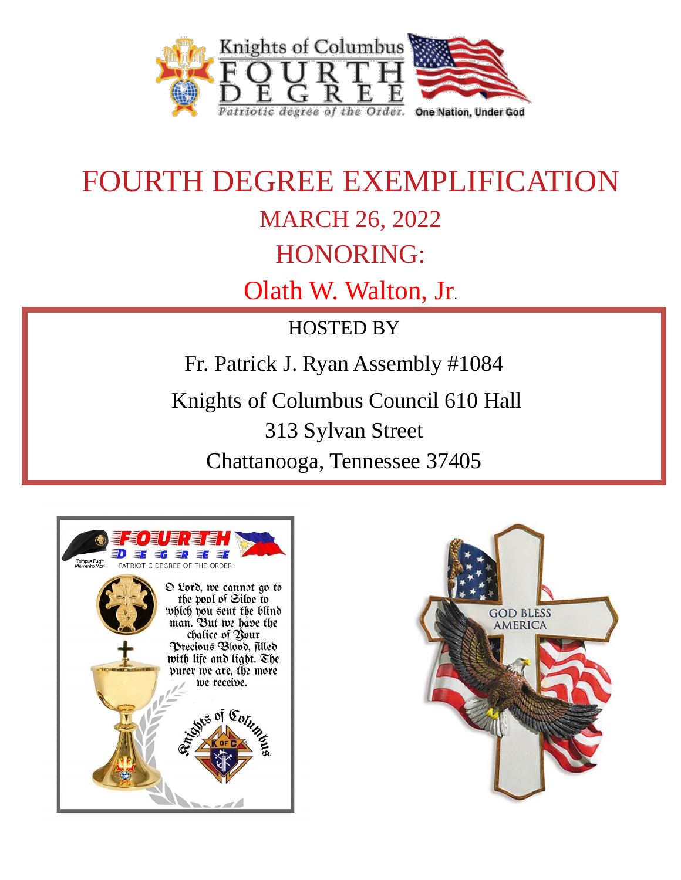# FOURTH DEGREE EXEMPLIFICATION

## MARCH 26, 2022

## HONORING:

## Olath W. Walton, Jr.

HOSTED BY

Fr. Patrick J. Ryan Assembly #1084

Knights of Columbus Council 610 Hall

313 Sylvan Street

Chattanooga, Tennessee 37405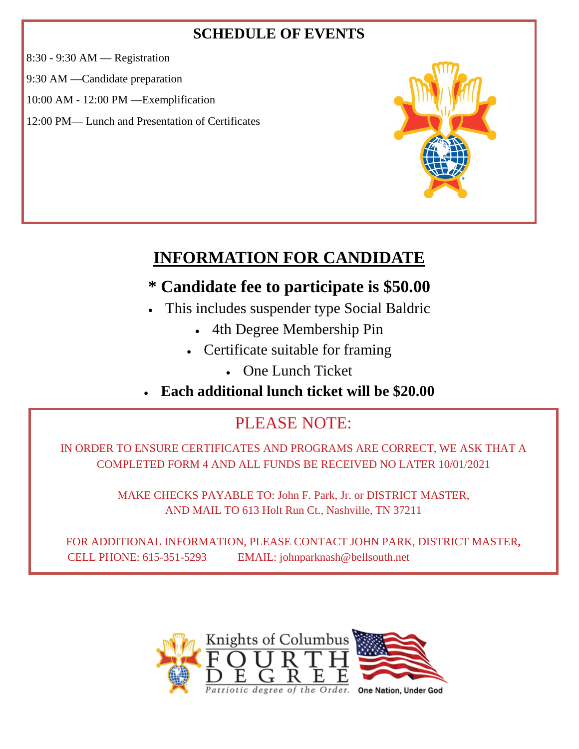## SCHEDULE OF EVENTS

8:30 - 9:30 AM — Registration

9:30 AM —Candidate preparation

10:00 AM - 12:00 PM —Exemplification

12:00 PM— Lunch and Presentation of Certificates

## INFORMATION FOR CANDIDATE

**\* Candidate fee to participate is $50.00**

- This includes suspender type Social Baldric
- 4th Degree Membership Pin
- Certificate suitable for framing
- One Lunch Ticket
- **Each additional lunch ticket will be $20.00**

## PLEASE NOTE:

IN ORDER TO ENSURE CERTIFICATES AND PROGRAMS ARE CORRECT, WE ASK THAT A COMPLETED FORM 4 AND ALL FUNDS BE RECEIVED NO LATER 10/01/2021

MAKE CHECKS PAYABLE TO: John F. Park, Jr. or DISTRICT MASTER, AND MAIL TO 613 Holt Run Ct., Nashville, TN 37211

FOR ADDITIONAL INFORMATION, PLEASE CONTACT JOHN PARK, DISTRICT MASTER, CELL PHONE: 615-351-5293 EMAIL: johnparknash@bellsouth.net

Knights of Columbus FOURTH DEGREE

*Patriotic degree of the Order.*

One Nation, Under God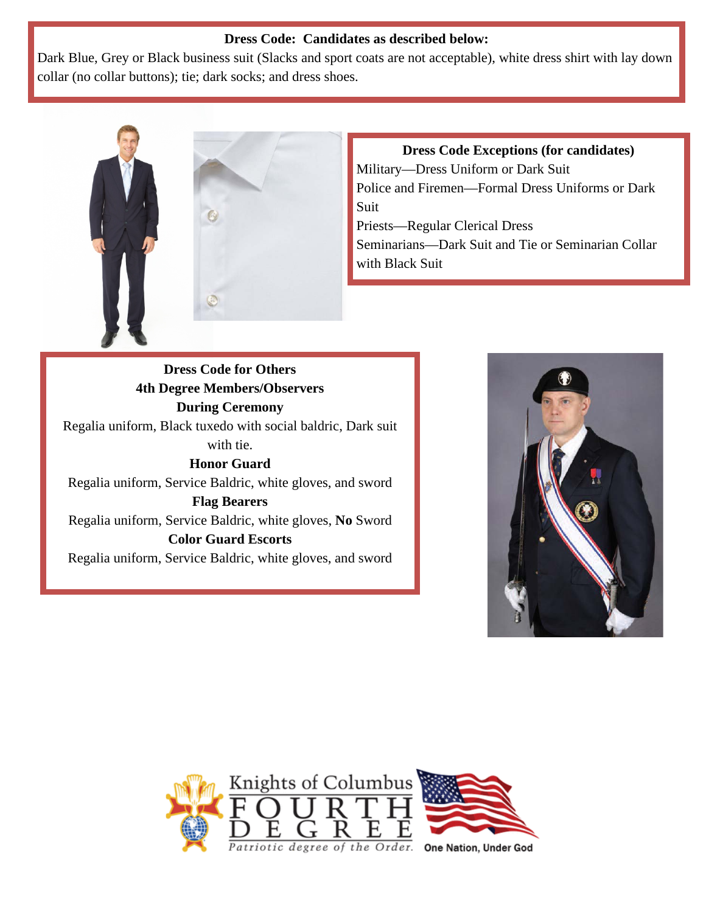**Dress Code: Candidates as described below:**

Dark Blue, Grey or Black business suit (Slacks and sport coats are not acceptable), white dress shirt with lay down collar (no collar buttons); tie; dark socks; and dress shoes.

**Dress Code Exceptions (for candidates)**

Military—Dress Uniform or Dark Suit

Police and Firemen—Formal Dress Uniforms or Dark Suit

Priests—Regular Clerical Dress

Seminarians—Dark Suit and Tie or Seminarian Collar with Black Suit

**Dress Code for Others**

**4th Degree Members/Observers**

**During Ceremony**

Regalia uniform, Black tuxedo with social baldric, Dark suit with tie.

**Honor Guard**

Regalia uniform, Service Baldric, white gloves, and sword

**Flag Bearers**

Regalia uniform, Service Baldric, white gloves, **No** Sword

**Color Guard Escorts**

Regalia uniform, Service Baldric, white gloves, and sword

Knights of Columbus FOURTH DEGREE

*Patriotic degree of the Order.*

**One Nation, Under God**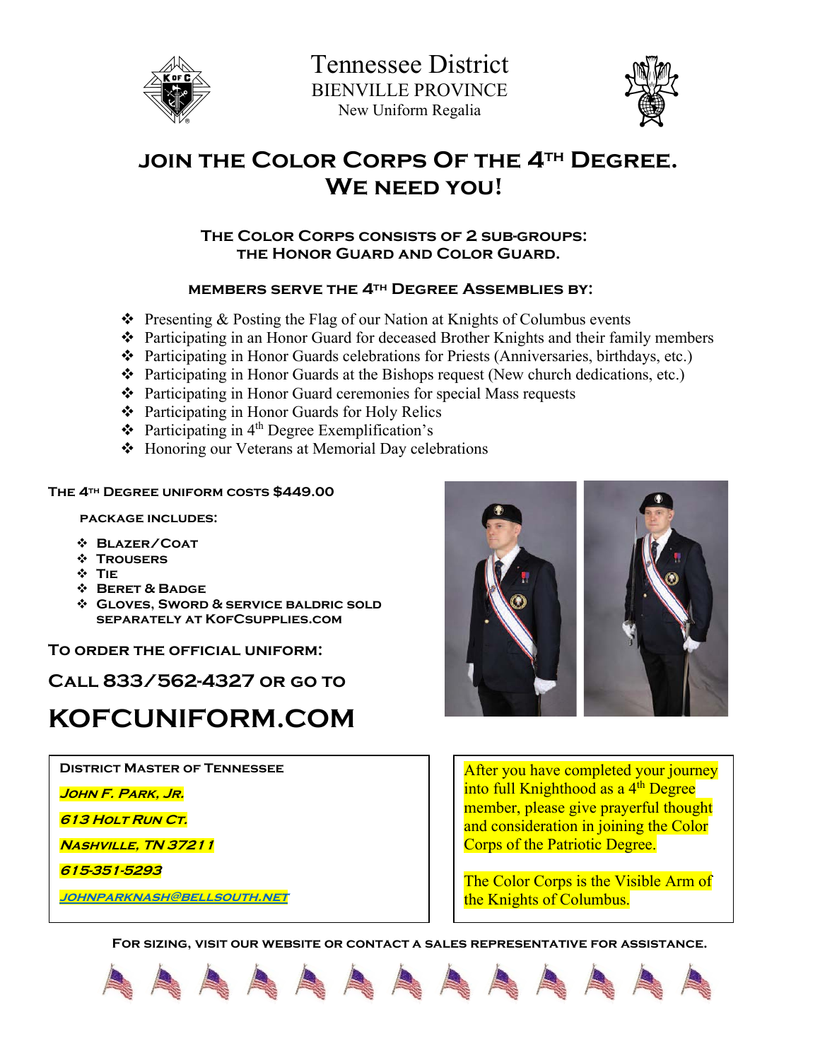# Tennessee District

BIENVILLE PROVINCE

New Uniform Regalia

## JOIN THE COLOR CORPS OF THE 4TH DEGREE. WE NEED YOU!

### THE COLOR CORPS CONSISTS OF 2 SUB-GROUPS: THE HONOR GUARD AND COLOR GUARD.

### MEMBERS SERVE THE 4TH DEGREE ASSEMBLIES BY:

- Presenting & Posting the Flag of our Nation at Knights of Columbus events
- Participating in an Honor Guard for deceased Brother Knights and their family members
- Participating in Honor Guards celebrations for Priests (Anniversaries, birthdays, etc.)
- Participating in Honor Guards at the Bishops request (New church dedications, etc.)
- Participating in Honor Guard ceremonies for special Mass requests
- Participating in Honor Guards for Holy Relics
- Participating in 4th Degree Exemplification's
- Honoring our Veterans at Memorial Day celebrations

**THE 4TH DEGREE UNIFORM COSTS $449.00**

**PACKAGE INCLUDES:**

- **BLAZER/COAT**
- **TROUSERS**
- **TIE**
- **BERET & BADGE**
- **GLOVES, SWORD & SERVICE BALDRIC SOLD SEPARATELY AT KOFCSUPPLIES.COM**

**TO ORDER THE OFFICIAL UNIFORM:**

**CALL 833/562-4327 OR GO TO**

# KOFCUNIFORM.COM

**DISTRICT MASTER OF TENNESSEE**

***JOHN F. PARK, JR.***

***613 HOLT RUN CT.***

***NASHVILLE, TN 37211***

***615-351-5293***

***JOHNPARKNASH@BELLSOUTH.NET***

After you have completed your journey into full Knighthood as a 4th Degree member, please give prayerful thought and consideration in joining the Color Corps of the Patriotic Degree.

The Color Corps is the Visible Arm of the Knights of Columbus.

**FOR SIZING, VISIT OUR WEBSITE OR CONTACT A SALES REPRESENTATIVE FOR ASSISTANCE.**